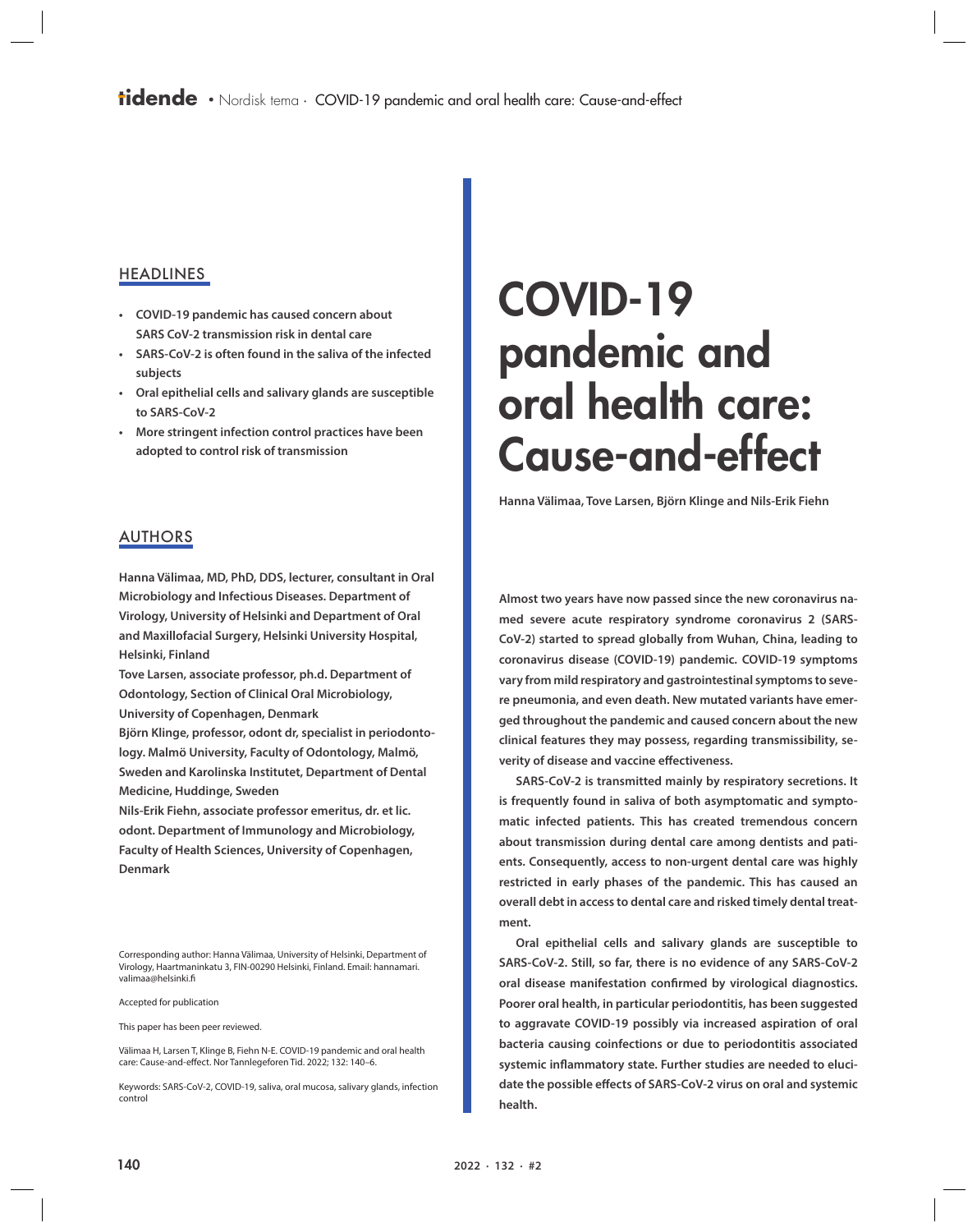# COVID-19 pandemic and oral health care: Cause-and-effect

**Hanna Välimaa, Tove Larsen, Björn Klinge and Nils-Erik Fiehn**

## HEADLINES

- **COVID-19 pandemic has caused concern about SARS CoV-2 transmission risk in dental care**
- **SARS-CoV-2 is often found in the saliva of the infected subjects**
- **Oral epithelial cells and salivary glands are susceptible to SARS-CoV-2**
- **More stringent infection control practices have been adopted to control risk of transmission**

## AUTHORS

**Hanna Välimaa, MD, PhD, DDS, lecturer, consultant in Oral Microbiology and Infectious Diseases. Department of Virology, University of Helsinki and Department of Oral and Maxillofacial Surgery, Helsinki University Hospital, Helsinki, Finland**

**Tove Larsen, associate professor, ph.d. Department of Odontology, Section of Clinical Oral Microbiology, University of Copenhagen, Denmark**

**Björn Klinge, professor, odont dr, specialist in periodontology. Malmö University, Faculty of Odontology, Malmö, Sweden and Karolinska Institutet, Department of Dental Medicine, Huddinge, Sweden**

**Nils-Erik Fiehn, associate professor emeritus, dr. et lic. odont. Department of Immunology and Microbiology, Faculty of Health Sciences, University of Copenhagen, Denmark**

Corresponding author: Hanna Välimaa, University of Helsinki, Department of Virology, Haartmaninkatu 3, FIN-00290 Helsinki, Finland. Email: hannamari.valimaa@helsinki.fi

Accepted for publication

This paper has been peer reviewed.

Välimaa H, Larsen T, Klinge B, Fiehn N-E. COVID-19 pandemic and oral health care: Cause-and-effect. Nor Tannlegeforen Tid. 2022; 132: 140–6.

Keywords: SARS-CoV-2, COVID-19, saliva, oral mucosa, salivary glands, infection control

**Almost two years have now passed since the new coronavirus named severe acute respiratory syndrome coronavirus 2 (SARS-CoV-2) started to spread globally from Wuhan, China, leading to coronavirus disease (COVID-19) pandemic. COVID-19 symptoms vary from mild respiratory and gastrointestinal symptoms to severe pneumonia, and even death. New mutated variants have emerged throughout the pandemic and caused concern about the new clinical features they may possess, regarding transmissibility, severity of disease and vaccine effectiveness.**

**SARS-CoV-2 is transmitted mainly by respiratory secretions. It is frequently found in saliva of both asymptomatic and symptomatic infected patients. This has created tremendous concern about transmission during dental care among dentists and patients. Consequently, access to non-urgent dental care was highly restricted in early phases of the pandemic. This has caused an overall debt in access to dental care and risked timely dental treatment.**

**Oral epithelial cells and salivary glands are susceptible to SARS-CoV-2. Still, so far, there is no evidence of any SARS-CoV-2 oral disease manifestation confirmed by virological diagnostics. Poorer oral health, in particular periodontitis, has been suggested to aggravate COVID-19 possibly via increased aspiration of oral bacteria causing coinfections or due to periodontitis associated systemic inflammatory state. Further studies are needed to elucidate the possible effects of SARS-CoV-2 virus on oral and systemic health.**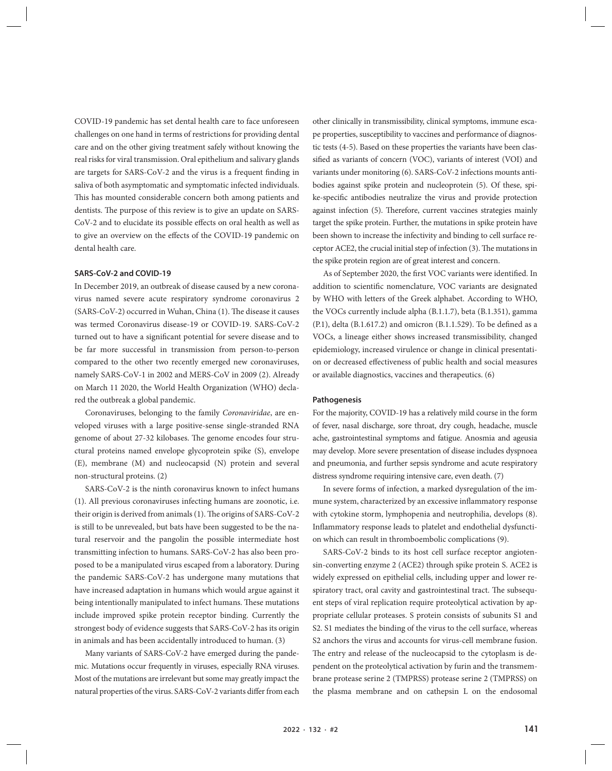COVID-19 pandemic has set dental health care to face unforeseen challenges on one hand in terms of restrictions for providing dental care and on the other giving treatment safely without knowing the real risks for viral transmission. Oral epithelium and salivary glands are targets for SARS-CoV-2 and the virus is a frequent finding in saliva of both asymptomatic and symptomatic infected individuals. This has mounted considerable concern both among patients and dentists. The purpose of this review is to give an update on SARS-CoV-2 and to elucidate its possible effects on oral health as well as to give an overview on the effects of the COVID-19 pandemic on dental health care.

#### SARS-CoV-2 and COVID-19

In December 2019, an outbreak of disease caused by a new coronavirus named severe acute respiratory syndrome coronavirus 2 (SARS-CoV-2) occurred in Wuhan, China (1). The disease it causes was termed Coronavirus disease-19 or COVID-19. SARS-CoV-2 turned out to have a significant potential for severe disease and to be far more successful in transmission from person-to-person compared to the other two recently emerged new coronaviruses, namely SARS-CoV-1 in 2002 and MERS-CoV in 2009 (2). Already on March 11 2020, the World Health Organization (WHO) declared the outbreak a global pandemic.

Coronaviruses, belonging to the family *Coronaviridae*, are enveloped viruses with a large positive-sense single-stranded RNA genome of about 27-32 kilobases. The genome encodes four structural proteins named envelope glycoprotein spike (S), envelope (E), membrane (M) and nucleocapsid (N) protein and several non-structural proteins. (2)

SARS-CoV-2 is the ninth coronavirus known to infect humans (1). All previous coronaviruses infecting humans are zoonotic, i.e. their origin is derived from animals (1). The origins of SARS-CoV-2 is still to be unrevealed, but bats have been suggested to be the natural reservoir and the pangolin the possible intermediate host transmitting infection to humans. SARS-CoV-2 has also been proposed to be a manipulated virus escaped from a laboratory. During the pandemic SARS-CoV-2 has undergone many mutations that have increased adaptation in humans which would argue against it being intentionally manipulated to infect humans. These mutations include improved spike protein receptor binding. Currently the strongest body of evidence suggests that SARS-CoV-2 has its origin in animals and has been accidentally introduced to human. (3)

Many variants of SARS-CoV-2 have emerged during the pandemic. Mutations occur frequently in viruses, especially RNA viruses. Most of the mutations are irrelevant but some may greatly impact the natural properties of the virus. SARS-CoV-2 variants differ from each other clinically in transmissibility, clinical symptoms, immune escape properties, susceptibility to vaccines and performance of diagnostic tests (4-5). Based on these properties the variants have been classified as variants of concern (VOC), variants of interest (VOI) and variants under monitoring (6). SARS-CoV-2 infections mounts antibodies against spike protein and nucleoprotein (5). Of these, spike-specific antibodies neutralize the virus and provide protection against infection (5). Therefore, current vaccines strategies mainly target the spike protein. Further, the mutations in spike protein have been shown to increase the infectivity and binding to cell surface receptor ACE2, the crucial initial step of infection (3). The mutations in the spike protein region are of great interest and concern.

As of September 2020, the first VOC variants were identified. In addition to scientific nomenclature, VOC variants are designated by WHO with letters of the Greek alphabet. According to WHO, the VOCs currently include alpha (B.1.1.7), beta (B.1.351), gamma (P.1), delta (B.1.617.2) and omicron (B.1.1.529). To be defined as a VOCs, a lineage either shows increased transmissibility, changed epidemiology, increased virulence or change in clinical presentation or decreased effectiveness of public health and social measures or available diagnostics, vaccines and therapeutics. (6)

#### Pathogenesis

For the majority, COVID-19 has a relatively mild course in the form of fever, nasal discharge, sore throat, dry cough, headache, muscle ache, gastrointestinal symptoms and fatigue. Anosmia and ageusia may develop. More severe presentation of disease includes dyspnoea and pneumonia, and further sepsis syndrome and acute respiratory distress syndrome requiring intensive care, even death. (7)

In severe forms of infection, a marked dysregulation of the immune system, characterized by an excessive inflammatory response with cytokine storm, lymphopenia and neutrophilia, develops (8). Inflammatory response leads to platelet and endothelial dysfunction which can result in thromboembolic complications (9).

SARS-CoV-2 binds to its host cell surface receptor angiotensin-converting enzyme 2 (ACE2) through spike protein S. ACE2 is widely expressed on epithelial cells, including upper and lower respiratory tract, oral cavity and gastrointestinal tract. The subsequent steps of viral replication require proteolytical activation by appropriate cellular proteases. S protein consists of subunits S1 and S2. S1 mediates the binding of the virus to the cell surface, whereas S2 anchors the virus and accounts for virus-cell membrane fusion. The entry and release of the nucleocapsid to the cytoplasm is dependent on the proteolytical activation by furin and the transmembrane protease serine 2 (TMPRSS) protease serine 2 (TMPRSS) on the plasma membrane and on cathepsin L on the endosomal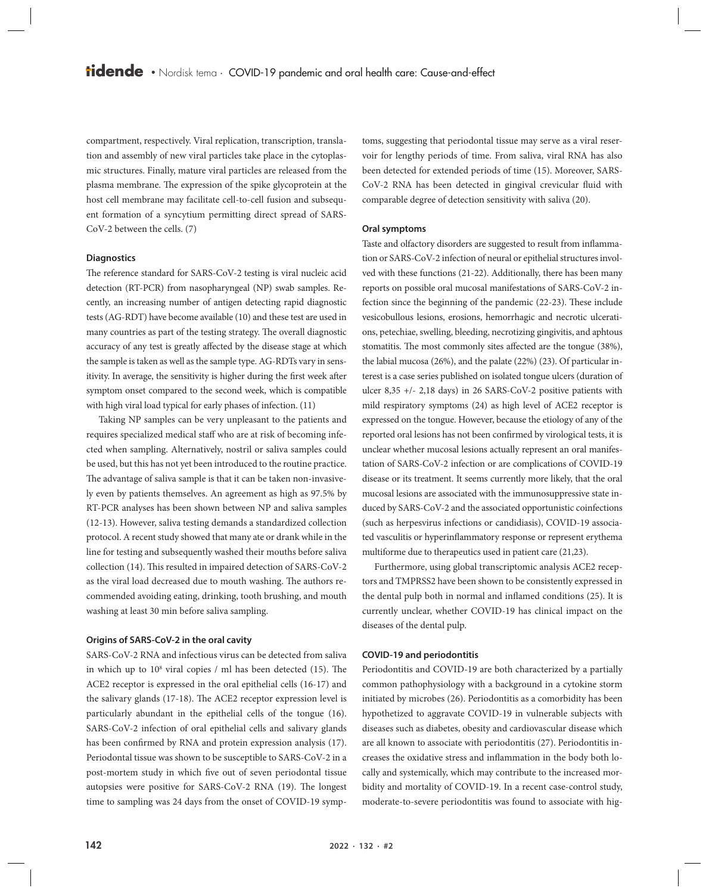compartment, respectively. Viral replication, transcription, translation and assembly of new viral particles take place in the cytoplasmic structures. Finally, mature viral particles are released from the plasma membrane. The expression of the spike glycoprotein at the host cell membrane may facilitate cell-to-cell fusion and subsequent formation of a syncytium permitting direct spread of SARS-CoV-2 between the cells. (7)

#### Diagnostics

The reference standard for SARS-CoV-2 testing is viral nucleic acid detection (RT-PCR) from nasopharyngeal (NP) swab samples. Recently, an increasing number of antigen detecting rapid diagnostic tests (AG-RDT) have become available (10) and these test are used in many countries as part of the testing strategy. The overall diagnostic accuracy of any test is greatly affected by the disease stage at which the sample is taken as well as the sample type. AG-RDTs vary in sensitivity. In average, the sensitivity is higher during the first week after symptom onset compared to the second week, which is compatible with high viral load typical for early phases of infection. (11)

Taking NP samples can be very unpleasant to the patients and requires specialized medical staff who are at risk of becoming infected when sampling. Alternatively, nostril or saliva samples could be used, but this has not yet been introduced to the routine practice. The advantage of saliva sample is that it can be taken non-invasively even by patients themselves. An agreement as high as 97.5% by RT-PCR analyses has been shown between NP and saliva samples (12-13). However, saliva testing demands a standardized collection protocol. A recent study showed that many ate or drank while in the line for testing and subsequently washed their mouths before saliva collection (14). This resulted in impaired detection of SARS-CoV-2 as the viral load decreased due to mouth washing. The authors recommended avoiding eating, drinking, tooth brushing, and mouth washing at least 30 min before saliva sampling.

#### Origins of SARS-CoV-2 in the oral cavity

SARS-CoV-2 RNA and infectious virus can be detected from saliva in which up to $10^8$ viral copies / ml has been detected (15). The ACE2 receptor is expressed in the oral epithelial cells (16-17) and the salivary glands (17-18). The ACE2 receptor expression level is particularly abundant in the epithelial cells of the tongue (16). SARS-CoV-2 infection of oral epithelial cells and salivary glands has been confirmed by RNA and protein expression analysis (17). Periodontal tissue was shown to be susceptible to SARS-CoV-2 in a post-mortem study in which five out of seven periodontal tissue autopsies were positive for SARS-CoV-2 RNA (19). The longest time to sampling was 24 days from the onset of COVID-19 symptoms, suggesting that periodontal tissue may serve as a viral reservoir for lengthy periods of time. From saliva, viral RNA has also been detected for extended periods of time (15). Moreover, SARS-CoV-2 RNA has been detected in gingival crevicular fluid with comparable degree of detection sensitivity with saliva (20).

#### Oral symptoms

Taste and olfactory disorders are suggested to result from inflammation or SARS-CoV-2 infection of neural or epithelial structures involved with these functions (21-22). Additionally, there has been many reports on possible oral mucosal manifestations of SARS-CoV-2 infection since the beginning of the pandemic (22-23). These include vesicobullous lesions, erosions, hemorrhagic and necrotic ulcerations, petechiae, swelling, bleeding, necrotizing gingivitis, and aphtous stomatitis. The most commonly sites affected are the tongue (38%), the labial mucosa (26%), and the palate (22%) (23). Of particular interest is a case series published on isolated tongue ulcers (duration of ulcer 8,35 +/- 2,18 days) in 26 SARS-CoV-2 positive patients with mild respiratory symptoms (24) as high level of ACE2 receptor is expressed on the tongue. However, because the etiology of any of the reported oral lesions has not been confirmed by virological tests, it is unclear whether mucosal lesions actually represent an oral manifestation of SARS-CoV-2 infection or are complications of COVID-19 disease or its treatment. It seems currently more likely, that the oral mucosal lesions are associated with the immunosuppressive state induced by SARS-CoV-2 and the associated opportunistic coinfections (such as herpesvirus infections or candidiasis), COVID-19 associated vasculitis or hyperinflammatory response or represent erythema multiforme due to therapeutics used in patient care (21,23).

Furthermore, using global transcriptomic analysis ACE2 receptors and TMPRSS2 have been shown to be consistently expressed in the dental pulp both in normal and inflamed conditions (25). It is currently unclear, whether COVID-19 has clinical impact on the diseases of the dental pulp.

#### COVID-19 and periodontitis

Periodontitis and COVID-19 are both characterized by a partially common pathophysiology with a background in a cytokine storm initiated by microbes (26). Periodontitis as a comorbidity has been hypothetized to aggravate COVID-19 in vulnerable subjects with diseases such as diabetes, obesity and cardiovascular disease which are all known to associate with periodontitis (27). Periodontitis increases the oxidative stress and inflammation in the body both locally and systemically, which may contribute to the increased morbidity and mortality of COVID-19. In a recent case-control study, moderate-to-severe periodontitis was found to associate with hig-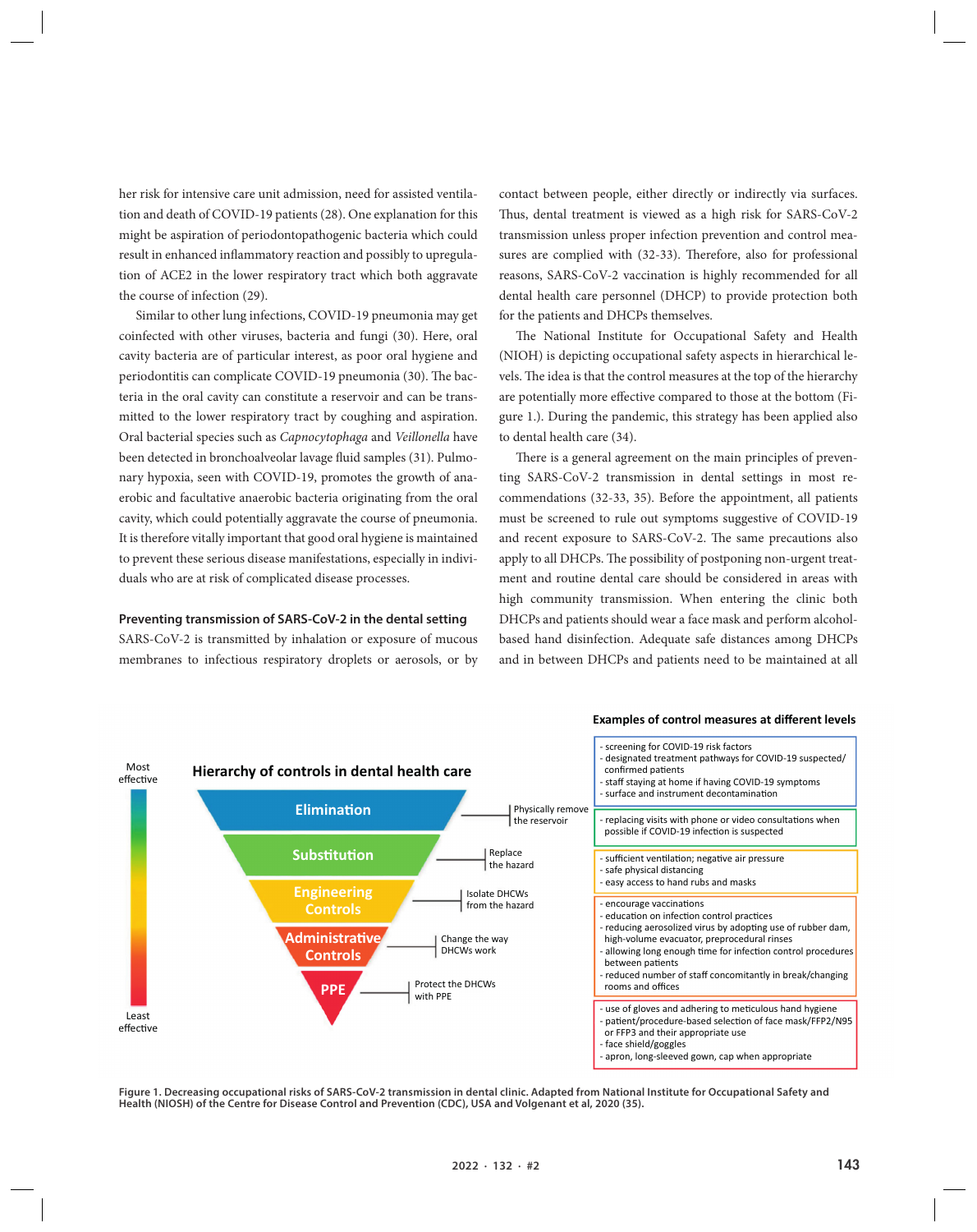her risk for intensive care unit admission, need for assisted ventilation and death of COVID-19 patients (28). One explanation for this might be aspiration of periodontopathogenic bacteria which could result in enhanced inflammatory reaction and possibly to upregulation of ACE2 in the lower respiratory tract which both aggravate the course of infection (29).

Similar to other lung infections, COVID-19 pneumonia may get coinfected with other viruses, bacteria and fungi (30). Here, oral cavity bacteria are of particular interest, as poor oral hygiene and periodontitis can complicate COVID-19 pneumonia (30). The bacteria in the oral cavity can constitute a reservoir and can be transmitted to the lower respiratory tract by coughing and aspiration. Oral bacterial species such as *Capnocytophaga* and *Veillonella* have been detected in bronchoalveolar lavage fluid samples (31). Pulmonary hypoxia, seen with COVID-19, promotes the growth of anaerobic and facultative anaerobic bacteria originating from the oral cavity, which could potentially aggravate the course of pneumonia. It is therefore vitally important that good oral hygiene is maintained to prevent these serious disease manifestations, especially in individuals who are at risk of complicated disease processes.

**Preventing transmission of SARS-CoV-2 in the dental setting**

SARS-CoV-2 is transmitted by inhalation or exposure of mucous membranes to infectious respiratory droplets or aerosols, or by contact between people, either directly or indirectly via surfaces. Thus, dental treatment is viewed as a high risk for SARS-CoV-2 transmission unless proper infection prevention and control measures are complied with (32-33). Therefore, also for professional reasons, SARS-CoV-2 vaccination is highly recommended for all dental health care personnel (DHCP) to provide protection both for the patients and DHCPs themselves.

The National Institute for Occupational Safety and Health (NIOH) is depicting occupational safety aspects in hierarchical levels. The idea is that the control measures at the top of the hierarchy are potentially more effective compared to those at the bottom (Figure 1.). During the pandemic, this strategy has been applied also to dental health care (34).

There is a general agreement on the main principles of preventing SARS-CoV-2 transmission in dental settings in most recommendations (32-33, 35). Before the appointment, all patients must be screened to rule out symptoms suggestive of COVID-19 and recent exposure to SARS-CoV-2. The same precautions also apply to all DHCPs. The possibility of postponing non-urgent treatment and routine dental care should be considered in areas with high community transmission. When entering the clinic both DHCPs and patients should wear a face mask and perform alcohol-based hand disinfection. Adequate safe distances among DHCPs and in between DHCPs and patients need to be maintained at all

**Hierarchy of controls in dental health care**

| Level (Most effective → Least effective) | Aim | Examples of control measures at different levels |
|---|---|---|
| Elimination | Physically remove the reservoir | - screening for COVID-19 risk factors<br>- designated treatment pathways for COVID-19 suspected/confirmed patients<br>- staff staying at home if having COVID-19 symptoms<br>- surface and instrument decontamination |
| Substitution | Replace the hazard | - replacing visits with phone or video consultations when possible if COVID-19 infection is suspected |
| Engineering Controls | Isolate DHCWs from the hazard | - sufficient ventilation; negative air pressure<br>- safe physical distancing<br>- easy access to hand rubs and masks |
| Administrative Controls | Change the way DHCWs work | - encourage vaccinations<br>- education on infection control practices<br>- reducing aerosolized virus by adopting use of rubber dam, high-volume evacuator, preprocedural rinses<br>- allowing long enough time for infection control procedures between patients<br>- reduced number of staff concomitantly in break/changing rooms and offices |
| PPE | Protect the DHCWs with PPE | - use of gloves and adhering to meticulous hand hygiene<br>- patient/procedure-based selection of face mask/FFP2/N95 or FFP3 and their appropriate use<br>- face shield/goggles<br>- apron, long-sleeved gown, cap when appropriate |

**Figure 1. Decreasing occupational risks of SARS-CoV-2 transmission in dental clinic. Adapted from National Institute for Occupational Safety and Health (NIOSH) of the Centre for Disease Control and Prevention (CDC), USA and Volgenant et al, 2020 (35).**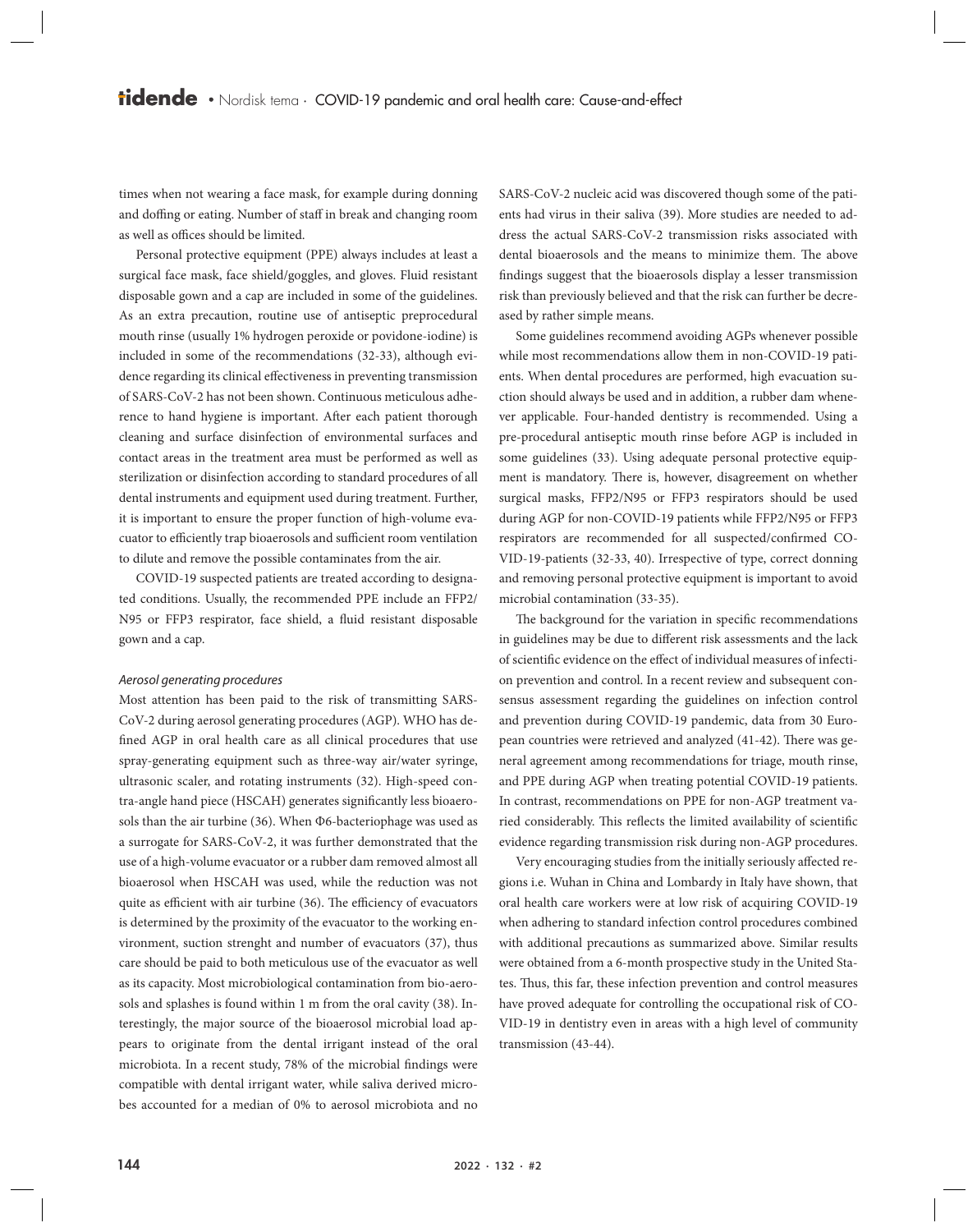times when not wearing a face mask, for example during donning and doffing or eating. Number of staff in break and changing room as well as offices should be limited.

Personal protective equipment (PPE) always includes at least a surgical face mask, face shield/goggles, and gloves. Fluid resistant disposable gown and a cap are included in some of the guidelines. As an extra precaution, routine use of antiseptic preprocedural mouth rinse (usually 1% hydrogen peroxide or povidone-iodine) is included in some of the recommendations (32-33), although evidence regarding its clinical effectiveness in preventing transmission of SARS-CoV-2 has not been shown. Continuous meticulous adherence to hand hygiene is important. After each patient thorough cleaning and surface disinfection of environmental surfaces and contact areas in the treatment area must be performed as well as sterilization or disinfection according to standard procedures of all dental instruments and equipment used during treatment. Further, it is important to ensure the proper function of high-volume evacuator to efficiently trap bioaerosols and sufficient room ventilation to dilute and remove the possible contaminates from the air.

COVID-19 suspected patients are treated according to designated conditions. Usually, the recommended PPE include an FFP2/N95 or FFP3 respirator, face shield, a fluid resistant disposable gown and a cap.

### *Aerosol generating procedures*

Most attention has been paid to the risk of transmitting SARS-CoV-2 during aerosol generating procedures (AGP). WHO has defined AGP in oral health care as all clinical procedures that use spray-generating equipment such as three-way air/water syringe, ultrasonic scaler, and rotating instruments (32). High-speed contra-angle hand piece (HSCAH) generates significantly less bioaerosols than the air turbine (36). When Φ6-bacteriophage was used as a surrogate for SARS-CoV-2, it was further demonstrated that the use of a high-volume evacuator or a rubber dam removed almost all bioaerosol when HSCAH was used, while the reduction was not quite as efficient with air turbine (36). The efficiency of evacuators is determined by the proximity of the evacuator to the working environment, suction strenght and number of evacuators (37), thus care should be paid to both meticulous use of the evacuator as well as its capacity. Most microbiological contamination from bio-aerosols and splashes is found within 1 m from the oral cavity (38). Interestingly, the major source of the bioaerosol microbial load appears to originate from the dental irrigant instead of the oral microbiota. In a recent study, 78% of the microbial findings were compatible with dental irrigant water, while saliva derived microbes accounted for a median of 0% to aerosol microbiota and no SARS-CoV-2 nucleic acid was discovered though some of the patients had virus in their saliva (39). More studies are needed to address the actual SARS-CoV-2 transmission risks associated with dental bioaerosols and the means to minimize them. The above findings suggest that the bioaerosols display a lesser transmission risk than previously believed and that the risk can further be decreased by rather simple means.

Some guidelines recommend avoiding AGPs whenever possible while most recommendations allow them in non-COVID-19 patients. When dental procedures are performed, high evacuation suction should always be used and in addition, a rubber dam whenever applicable. Four-handed dentistry is recommended. Using a pre-procedural antiseptic mouth rinse before AGP is included in some guidelines (33). Using adequate personal protective equipment is mandatory. There is, however, disagreement on whether surgical masks, FFP2/N95 or FFP3 respirators should be used during AGP for non-COVID-19 patients while FFP2/N95 or FFP3 respirators are recommended for all suspected/confirmed COVID-19-patients (32-33, 40). Irrespective of type, correct donning and removing personal protective equipment is important to avoid microbial contamination (33-35).

The background for the variation in specific recommendations in guidelines may be due to different risk assessments and the lack of scientific evidence on the effect of individual measures of infection prevention and control. In a recent review and subsequent consensus assessment regarding the guidelines on infection control and prevention during COVID-19 pandemic, data from 30 European countries were retrieved and analyzed (41-42). There was general agreement among recommendations for triage, mouth rinse, and PPE during AGP when treating potential COVID-19 patients. In contrast, recommendations on PPE for non-AGP treatment varied considerably. This reflects the limited availability of scientific evidence regarding transmission risk during non-AGP procedures.

Very encouraging studies from the initially seriously affected regions i.e. Wuhan in China and Lombardy in Italy have shown, that oral health care workers were at low risk of acquiring COVID-19 when adhering to standard infection control procedures combined with additional precautions as summarized above. Similar results were obtained from a 6-month prospective study in the United States. Thus, this far, these infection prevention and control measures have proved adequate for controlling the occupational risk of COVID-19 in dentistry even in areas with a high level of community transmission (43-44).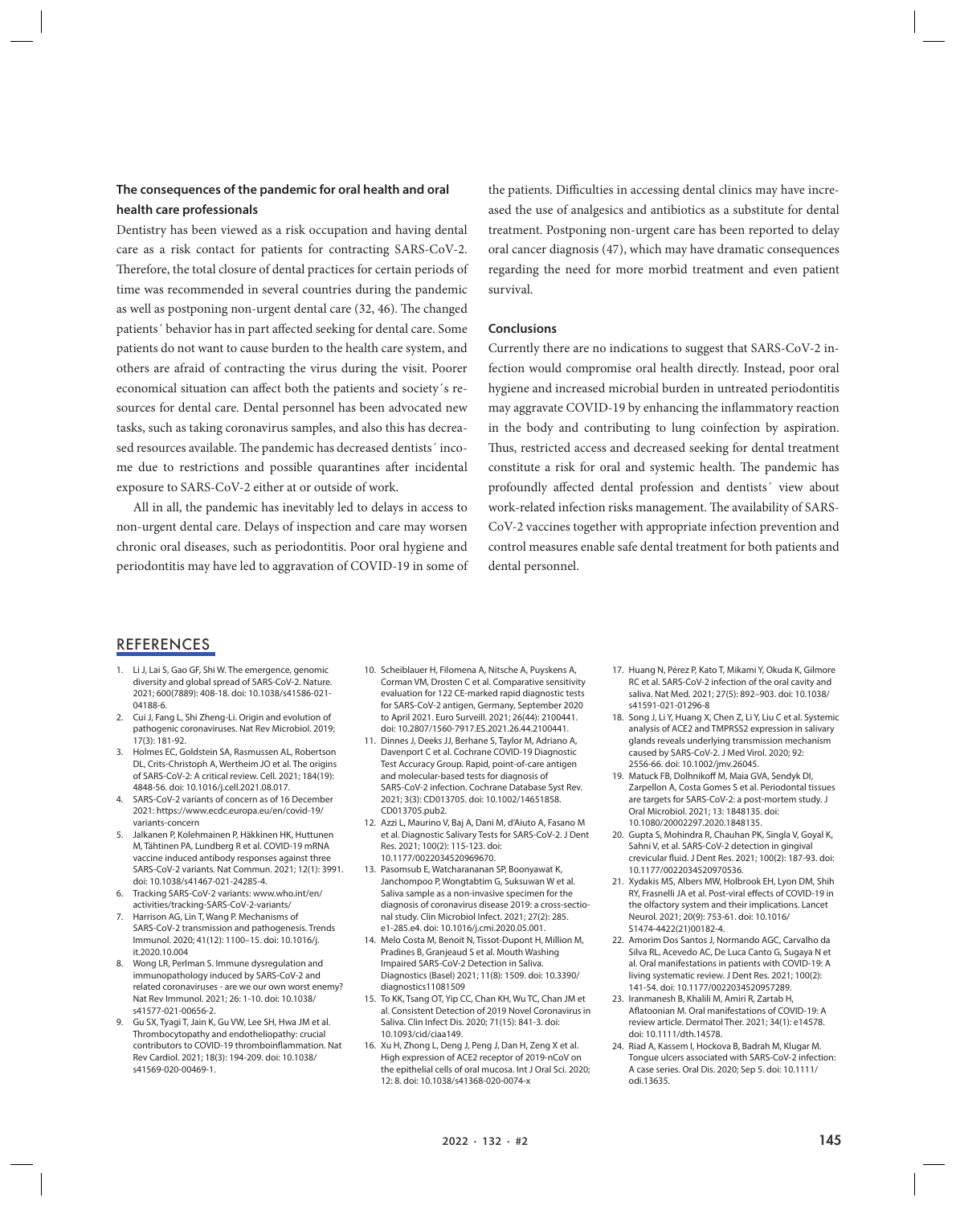### The consequences of the pandemic for oral health and oral health care professionals

Dentistry has been viewed as a risk occupation and having dental care as a risk contact for patients for contracting SARS-CoV-2. Therefore, the total closure of dental practices for certain periods of time was recommended in several countries during the pandemic as well as postponing non-urgent dental care (32, 46). The changed patients´ behavior has in part affected seeking for dental care. Some patients do not want to cause burden to the health care system, and others are afraid of contracting the virus during the visit. Poorer economical situation can affect both the patients and society´s resources for dental care. Dental personnel has been advocated new tasks, such as taking coronavirus samples, and also this has decreased resources available. The pandemic has decreased dentists´ income due to restrictions and possible quarantines after incidental exposure to SARS-CoV-2 either at or outside of work.

All in all, the pandemic has inevitably led to delays in access to non-urgent dental care. Delays of inspection and care may worsen chronic oral diseases, such as periodontitis. Poor oral hygiene and periodontitis may have led to aggravation of COVID-19 in some of the patients. Difficulties in accessing dental clinics may have increased the use of analgesics and antibiotics as a substitute for dental treatment. Postponing non-urgent care has been reported to delay oral cancer diagnosis (47), which may have dramatic consequences regarding the need for more morbid treatment and even patient survival.

### Conclusions

Currently there are no indications to suggest that SARS-CoV-2 infection would compromise oral health directly. Instead, poor oral hygiene and increased microbial burden in untreated periodontitis may aggravate COVID-19 by enhancing the inflammatory reaction in the body and contributing to lung coinfection by aspiration. Thus, restricted access and decreased seeking for dental treatment constitute a risk for oral and systemic health. The pandemic has profoundly affected dental profession and dentists´ view about work-related infection risks management. The availability of SARS-CoV-2 vaccines together with appropriate infection prevention and control measures enable safe dental treatment for both patients and dental personnel.

## REFERENCES

1. Li J, Lai S, Gao GF, Shi W. The emergence, genomic diversity and global spread of SARS-CoV-2. Nature. 2021; 600(7889): 408-18. doi: 10.1038/s41586-021-04188-6.
2. Cui J, Fang L, Shi Zheng-Li. Origin and evolution of pathogenic coronaviruses. Nat Rev Microbiol. 2019; 17(3): 181-92.
3. Holmes EC, Goldstein SA, Rasmussen AL, Robertson DL, Crits-Christoph A, Wertheim JO et al. The origins of SARS-CoV-2: A critical review. Cell. 2021; 184(19): 4848-56. doi: 10.1016/j.cell.2021.08.017.
4. SARS-CoV-2 variants of concern as of 16 December 2021: https://www.ecdc.europa.eu/en/covid-19/variants-concern
5. Jalkanen P, Kolehmainen P, Häkkinen HK, Huttunen M, Tähtinen PA, Lundberg R et al. COVID-19 mRNA vaccine induced antibody responses against three SARS-CoV-2 variants. Nat Commun. 2021; 12(1): 3991. doi: 10.1038/s41467-021-24285-4.
6. Tracking SARS-CoV-2 variants: www.who.int/en/activities/tracking-SARS-CoV-2-variants/
7. Harrison AG, Lin T, Wang P. Mechanisms of SARS-CoV-2 transmission and pathogenesis. Trends Immunol. 2020; 41(12): 1100–15. doi: 10.1016/j.it.2020.10.004
8. Wong LR, Perlman S. Immune dysregulation and immunopathology induced by SARS-CoV-2 and related coronaviruses - are we our own worst enemy? Nat Rev Immunol. 2021; 26: 1-10. doi: 10.1038/s41577-021-00656-2.
9. Gu SX, Tyagi T, Jain K, Gu VW, Lee SH, Hwa JM et al. Thrombocytopathy and endotheliopathy: crucial contributors to COVID-19 thromboinflammation. Nat Rev Cardiol. 2021; 18(3): 194-209. doi: 10.1038/s41569-020-00469-1.
10. Scheiblauer H, Filomena A, Nitsche A, Puyskens A, Corman VM, Drosten C et al. Comparative sensitivity evaluation for 122 CE-marked rapid diagnostic tests for SARS-CoV-2 antigen, Germany, September 2020 to April 2021. Euro Surveill. 2021; 26(44): 2100441. doi: 10.2807/1560-7917.ES.2021.26.44.2100441.
11. Dinnes J, Deeks JJ, Berhane S, Taylor M, Adriano A, Davenport C et al. Cochrane COVID-19 Diagnostic Test Accuracy Group. Rapid, point-of-care antigen and molecular-based tests for diagnosis of SARS-CoV-2 infection. Cochrane Database Syst Rev. 2021; 3(3): CD013705. doi: 10.1002/14651858.CD013705.pub2.
12. Azzi L, Maurino V, Baj A, Dani M, d'Aiuto A, Fasano M et al. Diagnostic Salivary Tests for SARS-CoV-2. J Dent Res. 2021; 100(2): 115-123. doi: 10.1177/0022034520969670.
13. Pasomsub E, Watcharananan SP, Boonyawat K, Janchompoo P, Wongtabtim G, Suksuwan W et al. Saliva sample as a non-invasive specimen for the diagnosis of coronavirus disease 2019: a cross-sectional study. Clin Microbiol Infect. 2021; 27(2): 285. e1-285.e4. doi: 10.1016/j.cmi.2020.05.001.
14. Melo Costa M, Benoit N, Tissot-Dupont H, Million M, Pradines B, Granjeaud S et al. Mouth Washing Impaired SARS-CoV-2 Detection in Saliva. Diagnostics (Basel) 2021; 11(8): 1509. doi: 10.3390/diagnostics11081509
15. To KK, Tsang OT, Yip CC, Chan KH, Wu TC, Chan JM et al. Consistent Detection of 2019 Novel Coronavirus in Saliva. Clin Infect Dis. 2020; 71(15): 841-3. doi: 10.1093/cid/ciaa149.
16. Xu H, Zhong L, Deng J, Peng J, Dan H, Zeng X et al. High expression of ACE2 receptor of 2019-nCoV on the epithelial cells of oral mucosa. Int J Oral Sci. 2020; 12: 8. doi: 10.1038/s41368-020-0074-x
17. Huang N, Pérez P, Kato T, Mikami Y, Okuda K, Gilmore RC et al. SARS-CoV-2 infection of the oral cavity and saliva. Nat Med. 2021; 27(5): 892–903. doi: 10.1038/s41591-021-01296-8
18. Song J, Li Y, Huang X, Chen Z, Li Y, Liu C et al. Systemic analysis of ACE2 and TMPRSS2 expression in salivary glands reveals underlying transmission mechanism caused by SARS-CoV-2. J Med Virol. 2020; 92: 2556-66. doi: 10.1002/jmv.26045.
19. Matuck FB, Dolhnikoff M, Maia GVA, Sendyk DI, Zarpellon A, Costa Gomes S et al. Periodontal tissues are targets for SARS-CoV-2: a post-mortem study. J Oral Microbiol. 2021; 13: 1848135. doi: 10.1080/20002297.2020.1848135.
20. Gupta S, Mohindra R, Chauhan PK, Singla V, Goyal K, Sahni V, et al. SARS-CoV-2 detection in gingival crevicular fluid. J Dent Res. 2021; 100(2): 187-93. doi: 10.1177/0022034520970536.
21. Xydakis MS, Albers MW, Holbrook EH, Lyon DM, Shih RY, Frasnelli JA et al. Post-viral effects of COVID-19 in the olfactory system and their implications. Lancet Neurol. 2021; 20(9): 753-61. doi: 10.1016/S1474-4422(21)00182-4.
22. Amorim Dos Santos J, Normando AGC, Carvalho da Silva RL, Acevedo AC, De Luca Canto G, Sugaya N et al. Oral manifestations in patients with COVID-19: A living systematic review. J Dent Res. 2021; 100(2): 141-54. doi: 10.1177/0022034520957289.
23. Iranmanesh B, Khalili M, Amiri R, Zartab H, Aflatoonian M. Oral manifestations of COVID-19: A review article. Dermatol Ther. 2021; 34(1): e14578. doi: 10.1111/dth.14578.
24. Riad A, Kassem I, Hockova B, Badrah M, Klugar M. Tongue ulcers associated with SARS-CoV-2 infection: A case series. Oral Dis. 2020; Sep 5. doi: 10.1111/odi.13635.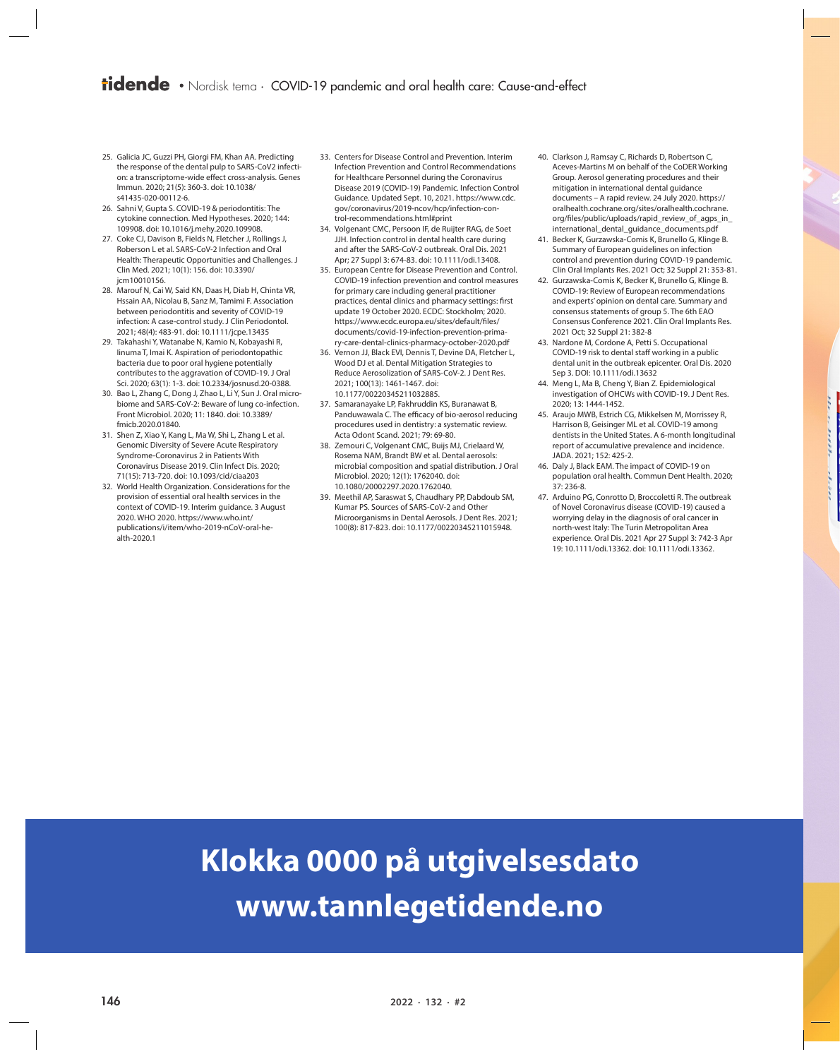25. Galicia JC, Guzzi PH, Giorgi FM, Khan AA. Predicting the response of the dental pulp to SARS-CoV2 infection: a transcriptome-wide effect cross-analysis. Genes Immun. 2020; 21(5): 360-3. doi: 10.1038/s41435-020-00112-6.
26. Sahni V, Gupta S. COVID-19 & periodontitis: The cytokine connection. Med Hypotheses. 2020; 144: 109908. doi: 10.1016/j.mehy.2020.109908.
27. Coke CJ, Davison B, Fields N, Fletcher J, Rollings J, Roberson L et al. SARS-CoV-2 Infection and Oral Health: Therapeutic Opportunities and Challenges. J Clin Med. 2021; 10(1): 156. doi: 10.3390/jcm10010156.
28. Marouf N, Cai W, Said KN, Daas H, Diab H, Chinta VR, Hssain AA, Nicolau B, Sanz M, Tamimi F. Association between periodontitis and severity of COVID-19 infection: A case-control study. J Clin Periodontol. 2021; 48(4): 483-91. doi: 10.1111/jcpe.13435
29. Takahashi Y, Watanabe N, Kamio N, Kobayashi R, Iinuma T, Imai K. Aspiration of periodontopathic bacteria due to poor oral hygiene potentially contributes to the aggravation of COVID-19. J Oral Sci. 2020; 63(1): 1-3. doi: 10.2334/josnusd.20-0388.
30. Bao L, Zhang C, Dong J, Zhao L, Li Y, Sun J. Oral microbiome and SARS-CoV-2: Beware of lung co-infection. Front Microbiol. 2020; 11: 1840. doi: 10.3389/fmicb.2020.01840.
31. Shen Z, Xiao Y, Kang L, Ma W, Shi L, Zhang L et al. Genomic Diversity of Severe Acute Respiratory Syndrome-Coronavirus 2 in Patients With Coronavirus Disease 2019. Clin Infect Dis. 2020; 71(15): 713-720. doi: 10.1093/cid/ciaa203
32. World Health Organization. Considerations for the provision of essential oral health services in the context of COVID-19. Interim guidance. 3 August 2020. WHO 2020. https://www.who.int/publications/i/item/who-2019-nCoV-oral-health-2020.1
33. Centers for Disease Control and Prevention. Interim Infection Prevention and Control Recommendations for Healthcare Personnel during the Coronavirus Disease 2019 (COVID-19) Pandemic. Infection Control Guidance. Updated Sept. 10, 2021. https://www.cdc.gov/coronavirus/2019-ncov/hcp/infection-control-recommendations.html#print
34. Volgenant CMC, Persoon IF, de Ruijter RAG, de Soet JJH. Infection control in dental health care during and after the SARS-CoV-2 outbreak. Oral Dis. 2021 Apr; 27 Suppl 3: 674-83. doi: 10.1111/odi.13408.
35. European Centre for Disease Prevention and Control. COVID-19 infection prevention and control measures for primary care including general practitioner practices, dental clinics and pharmacy settings: first update 19 October 2020. ECDC: Stockholm; 2020. https://www.ecdc.europa.eu/sites/default/files/documents/covid-19-infection-prevention-primary-care-dental-clinics-pharmacy-october-2020.pdf
36. Vernon JJ, Black EVI, Dennis T, Devine DA, Fletcher L, Wood DJ et al. Dental Mitigation Strategies to Reduce Aerosolization of SARS-CoV-2. J Dent Res. 2021; 100(13): 1461-1467. doi: 10.1177/00220345211032885.
37. Samaranayake LP, Fakhruddin KS, Buranawat B, Panduwawala C. The efficacy of bio-aerosol reducing procedures used in dentistry: a systematic review. Acta Odont Scand. 2021; 79: 69-80.
38. Zemouri C, Volgenant CMC, Buijs MJ, Crielaard W, Rosema NAM, Brandt BW et al. Dental aerosols: microbial composition and spatial distribution. J Oral Microbiol. 2020; 12(1): 1762040. doi: 10.1080/20002297.2020.1762040.
39. Meethil AP, Saraswat S, Chaudhary PP, Dabdoub SM, Kumar PS. Sources of SARS-CoV-2 and Other Microorganisms in Dental Aerosols. J Dent Res. 2021; 100(8): 817-823. doi: 10.1177/00220345211015948.
40. Clarkson J, Ramsay C, Richards D, Robertson C, Aceves-Martins M on behalf of the CoDER Working Group. Aerosol generating procedures and their mitigation in international dental guidance documents – A rapid review. 24 July 2020. https://oralhealth.cochrane.org/sites/oralhealth.cochrane.org/files/public/uploads/rapid_review_of_agps_in_international_dental_guidance_documents.pdf
41. Becker K, Gurzawska-Comis K, Brunello G, Klinge B. Summary of European guidelines on infection control and prevention during COVID-19 pandemic. Clin Oral Implants Res. 2021 Oct; 32 Suppl 21: 353-81.
42. Gurzawska-Comis K, Becker K, Brunello G, Klinge B. COVID-19: Review of European recommendations and experts' opinion on dental care. Summary and consensus statements of group 5. The 6th EAO Consensus Conference 2021. Clin Oral Implants Res. 2021 Oct; 32 Suppl 21: 382-8
43. Nardone M, Cordone A, Petti S. Occupational COVID-19 risk to dental staff working in a public dental unit in the outbreak epicenter. Oral Dis. 2020 Sep 3. DOI: 10.1111/odi.13632
44. Meng L, Ma B, Cheng Y, Bian Z. Epidemiological investigation of OHCWs with COVID-19. J Dent Res. 2020; 13: 1444-1452.
45. Araujo MWB, Estrich CG, Mikkelsen M, Morrissey R, Harrison B, Geisinger ML et al. COVID-19 among dentists in the United States. A 6-month longitudinal report of accumulative prevalence and incidence. JADA. 2021; 152: 425-2.
46. Daly J, Black EAM. The impact of COVID-19 on population oral health. Commun Dent Health. 2020; 37: 236-8.
47. Arduino PG, Conrotto D, Broccoletti R. The outbreak of Novel Coronavirus disease (COVID-19) caused a worrying delay in the diagnosis of oral cancer in north-west Italy: The Turin Metropolitan Area experience. Oral Dis. 2021 Apr 27 Suppl 3: 742-3 Apr 19: 10.1111/odi.13362. doi: 10.1111/odi.13362.

**Klokka 0000 på utgivelsesdato**
**www.tannlegetidende.no**